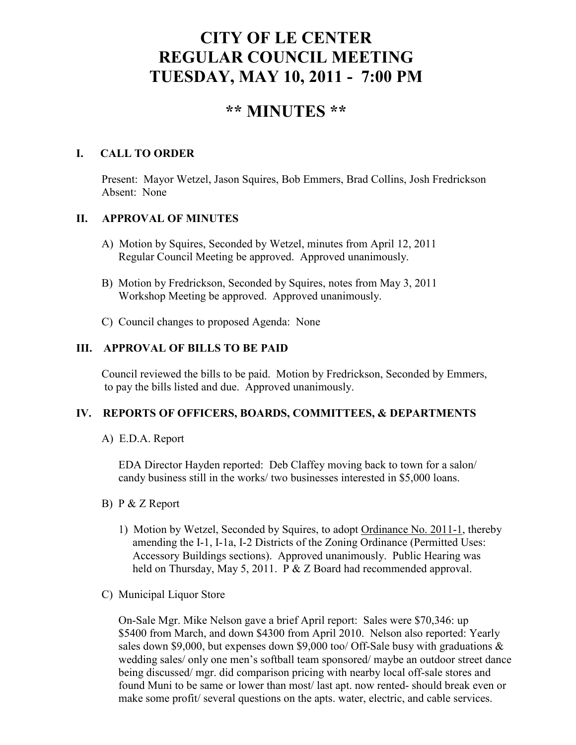# CITY OF LE CENTER
# REGULAR COUNCIL MEETING
# TUESDAY, MAY 10, 2011 - 7:00 PM

## ** MINUTES **

### I. CALL TO ORDER

Present: Mayor Wetzel, Jason Squires, Bob Emmers, Brad Collins, Josh Fredrickson
Absent: None

### II. APPROVAL OF MINUTES

A) Motion by Squires, Seconded by Wetzel, minutes from April 12, 2011 Regular Council Meeting be approved. Approved unanimously.

B) Motion by Fredrickson, Seconded by Squires, notes from May 3, 2011 Workshop Meeting be approved. Approved unanimously.

C) Council changes to proposed Agenda: None

### III. APPROVAL OF BILLS TO BE PAID

Council reviewed the bills to be paid. Motion by Fredrickson, Seconded by Emmers, to pay the bills listed and due. Approved unanimously.

### IV. REPORTS OF OFFICERS, BOARDS, COMMITTEES, & DEPARTMENTS

A) E.D.A. Report

EDA Director Hayden reported: Deb Claffey moving back to town for a salon/ candy business still in the works/ two businesses interested in $5,000 loans.

B) P & Z Report

1) Motion by Wetzel, Seconded by Squires, to adopt Ordinance No. 2011-1, thereby amending the I-1, I-1a, I-2 Districts of the Zoning Ordinance (Permitted Uses: Accessory Buildings sections). Approved unanimously. Public Hearing was held on Thursday, May 5, 2011. P & Z Board had recommended approval.

C) Municipal Liquor Store

On-Sale Mgr. Mike Nelson gave a brief April report: Sales were $70,346: up $5400 from March, and down $4300 from April 2010. Nelson also reported: Yearly sales down $9,000, but expenses down $9,000 too/ Off-Sale busy with graduations & wedding sales/ only one men's softball team sponsored/ maybe an outdoor street dance being discussed/ mgr. did comparison pricing with nearby local off-sale stores and found Muni to be same or lower than most/ last apt. now rented- should break even or make some profit/ several questions on the apts. water, electric, and cable services.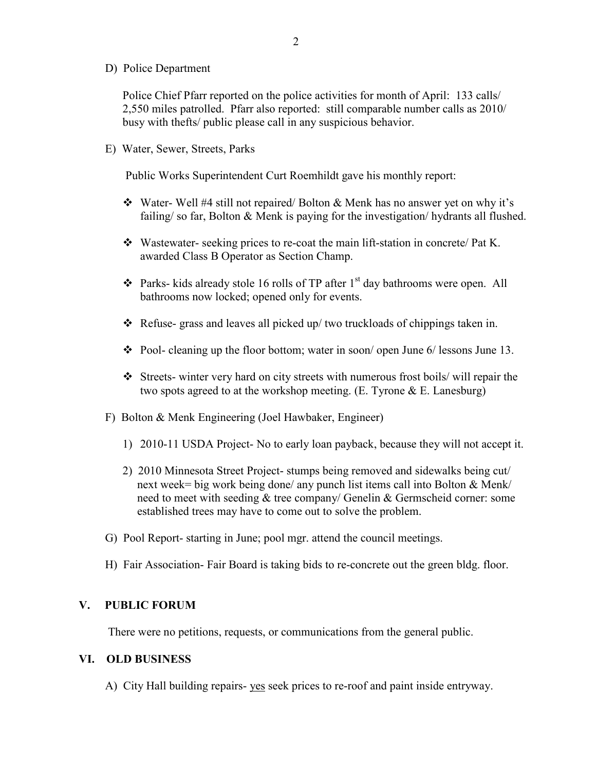D) Police Department

Police Chief Pfarr reported on the police activities for month of April: 133 calls/ 2,550 miles patrolled. Pfarr also reported: still comparable number calls as 2010/ busy with thefts/ public please call in any suspicious behavior.

E) Water, Sewer, Streets, Parks

Public Works Superintendent Curt Roemhildt gave his monthly report:

- Water- Well #4 still not repaired/ Bolton & Menk has no answer yet on why it's failing/ so far, Bolton & Menk is paying for the investigation/ hydrants all flushed.
- Wastewater- seeking prices to re-coat the main lift-station in concrete/ Pat K. awarded Class B Operator as Section Champ.
- Parks- kids already stole 16 rolls of TP after 1st day bathrooms were open. All bathrooms now locked; opened only for events.
- Refuse- grass and leaves all picked up/ two truckloads of chippings taken in.
- Pool- cleaning up the floor bottom; water in soon/ open June 6/ lessons June 13.
- Streets- winter very hard on city streets with numerous frost boils/ will repair the two spots agreed to at the workshop meeting. (E. Tyrone & E. Lanesburg)

F) Bolton & Menk Engineering (Joel Hawbaker, Engineer)

1) 2010-11 USDA Project- No to early loan payback, because they will not accept it.
2) 2010 Minnesota Street Project- stumps being removed and sidewalks being cut/ next week= big work being done/ any punch list items call into Bolton & Menk/ need to meet with seeding & tree company/ Genelin & Germscheid corner: some established trees may have to come out to solve the problem.

G) Pool Report- starting in June; pool mgr. attend the council meetings.

H) Fair Association- Fair Board is taking bids to re-concrete out the green bldg. floor.

## V. PUBLIC FORUM

There were no petitions, requests, or communications from the general public.

## VI. OLD BUSINESS

A) City Hall building repairs- yes seek prices to re-roof and paint inside entryway.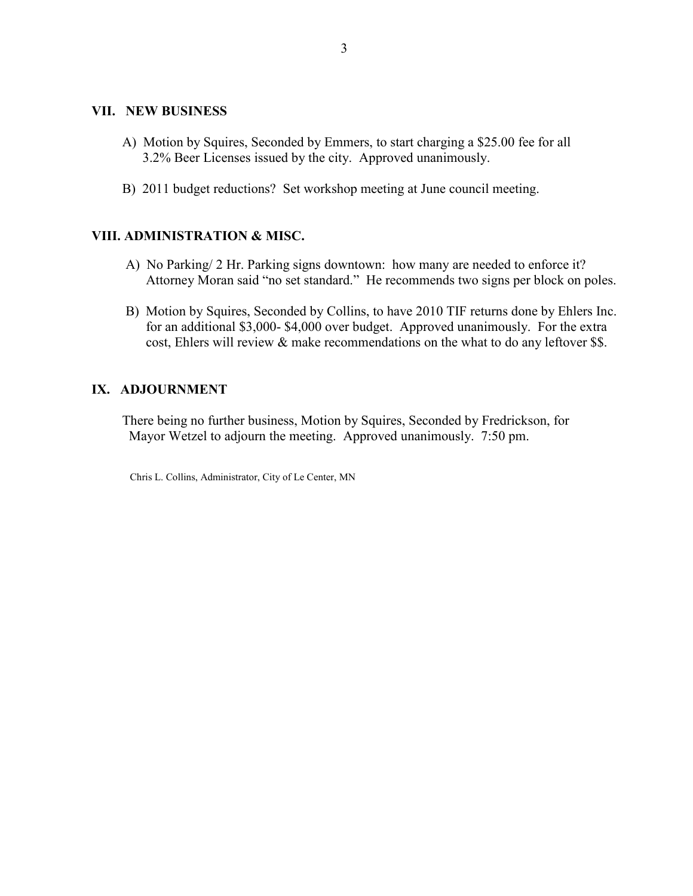## VII. NEW BUSINESS

A) Motion by Squires, Seconded by Emmers, to start charging a $25.00 fee for all 3.2% Beer Licenses issued by the city. Approved unanimously.

B) 2011 budget reductions? Set workshop meeting at June council meeting.

## VIII. ADMINISTRATION & MISC.

A) No Parking/ 2 Hr. Parking signs downtown: how many are needed to enforce it? Attorney Moran said "no set standard." He recommends two signs per block on poles.

B) Motion by Squires, Seconded by Collins, to have 2010 TIF returns done by Ehlers Inc. for an additional $3,000- $4,000 over budget. Approved unanimously. For the extra cost, Ehlers will review & make recommendations on the what to do any leftover $$.

## IX. ADJOURNMENT

There being no further business, Motion by Squires, Seconded by Fredrickson, for Mayor Wetzel to adjourn the meeting. Approved unanimously. 7:50 pm.

Chris L. Collins, Administrator, City of Le Center, MN